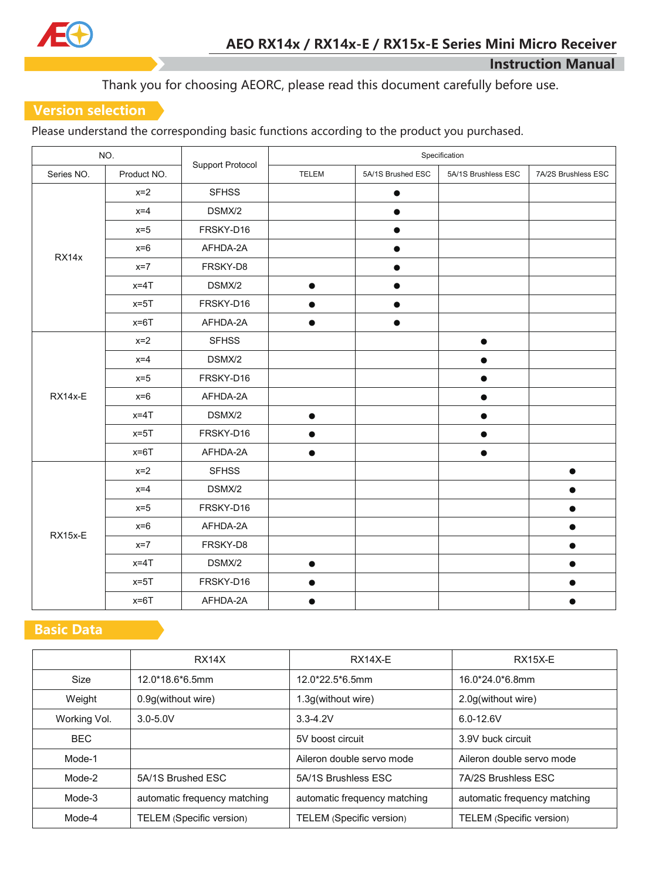# AEO RX14x / RX14x-E / RX15x-E Series Mini Micro Receiver

## Instruction Manual

Thank you for choosing AEORC, please read this document carefully before use.

## Version selection

Please understand the corresponding basic functions according to the product you purchased.

| NO. | | Support Protocol | Specification | | | |
|---|---|---|---|---|---|---|
| Series NO. | Product NO. | | TELEM | 5A/1S Brushed ESC | 5A/1S Brushless ESC | 7A/2S Brushless ESC |
| RX14x | x=2 | SFHSS | | ● | | |
| | x=4 | DSMX/2 | | ● | | |
| | x=5 | FRSKY-D16 | | ● | | |
| | x=6 | AFHDA-2A | | ● | | |
| | x=7 | FRSKY-D8 | | ● | | |
| | x=4T | DSMX/2 | ● | ● | | |
| | x=5T | FRSKY-D16 | ● | ● | | |
| | x=6T | AFHDA-2A | ● | ● | | |
| RX14x-E | x=2 | SFHSS | | | ● | |
| | x=4 | DSMX/2 | | | ● | |
| | x=5 | FRSKY-D16 | | | ● | |
| | x=6 | AFHDA-2A | | | ● | |
| | x=4T | DSMX/2 | ● | | ● | |
| | x=5T | FRSKY-D16 | ● | | ● | |
| | x=6T | AFHDA-2A | ● | | ● | |
| RX15x-E | x=2 | SFHSS | | | | ● |
| | x=4 | DSMX/2 | | | | ● |
| | x=5 | FRSKY-D16 | | | | ● |
| | x=6 | AFHDA-2A | | | | ● |
| | x=7 | FRSKY-D8 | | | | ● |
| | x=4T | DSMX/2 | ● | | | ● |
| | x=5T | FRSKY-D16 | ● | | | ● |
| | x=6T | AFHDA-2A | ● | | | ● |

## Basic Data

| | RX14X | RX14X-E | RX15X-E |
|---|---|---|---|
| Size | 12.0*18.6*6.5mm | 12.0*22.5*6.5mm | 16.0*24.0*6.8mm |
| Weight | 0.9g(without wire) | 1.3g(without wire) | 2.0g(without wire) |
| Working Vol. | 3.0-5.0V | 3.3-4.2V | 6.0-12.6V |
| BEC | | 5V boost circuit | 3.9V buck circuit |
| Mode-1 | | Aileron double servo mode | Aileron double servo mode |
| Mode-2 | 5A/1S Brushed ESC | 5A/1S Brushless ESC | 7A/2S Brushless ESC |
| Mode-3 | automatic frequency matching | automatic frequency matching | automatic frequency matching |
| Mode-4 | TELEM (Specific version) | TELEM (Specific version) | TELEM (Specific version) |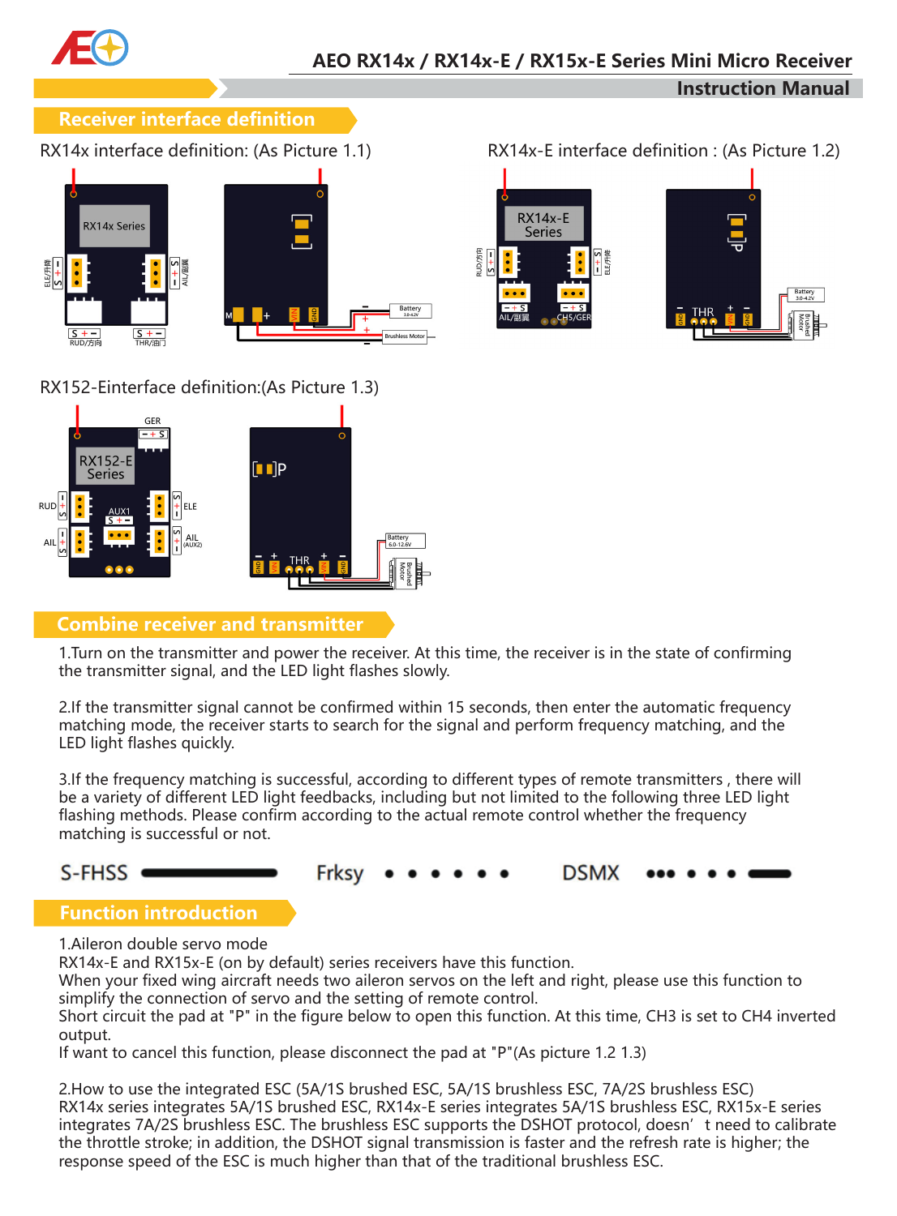# AEO RX14x / RX14x-E / RX15x-E Series Mini Micro Receiver

## Instruction Manual

## Receiver interface definition

RX14x interface definition: (As Picture 1.1)

RX14x-E interface definition : (As Picture 1.2)

RX152-Einterface definition:(As Picture 1.3)

## Combine receiver and transmitter

1.Turn on the transmitter and power the receiver. At this time, the receiver is in the state of confirming the transmitter signal, and the LED light flashes slowly.

2.If the transmitter signal cannot be confirmed within 15 seconds, then enter the automatic frequency matching mode, the receiver starts to search for the signal and perform frequency matching, and the LED light flashes quickly.

3.If the frequency matching is successful, according to different types of remote transmitters , there will be a variety of different LED light feedbacks, including but not limited to the following three LED light flashing methods. Please confirm according to the actual remote control whether the frequency matching is successful or not.

S-FHSS ▬▬▬▬ Frksy • • • • • • DSMX ••• • • • ▬▬

## Function introduction

1.Aileron double servo mode
RX14x-E and RX15x-E (on by default) series receivers have this function.
When your fixed wing aircraft needs two aileron servos on the left and right, please use this function to simplify the connection of servo and the setting of remote control.
Short circuit the pad at "P" in the figure below to open this function. At this time, CH3 is set to CH4 inverted output.
If want to cancel this function, please disconnect the pad at "P"(As picture 1.2 1.3)

2.How to use the integrated ESC (5A/1S brushed ESC, 5A/1S brushless ESC, 7A/2S brushless ESC)
RX14x series integrates 5A/1S brushed ESC, RX14x-E series integrates 5A/1S brushless ESC, RX15x-E series integrates 7A/2S brushless ESC. The brushless ESC supports the DSHOT protocol, doesn' t need to calibrate the throttle stroke; in addition, the DSHOT signal transmission is faster and the refresh rate is higher; the response speed of the ESC is much higher than that of the traditional brushless ESC.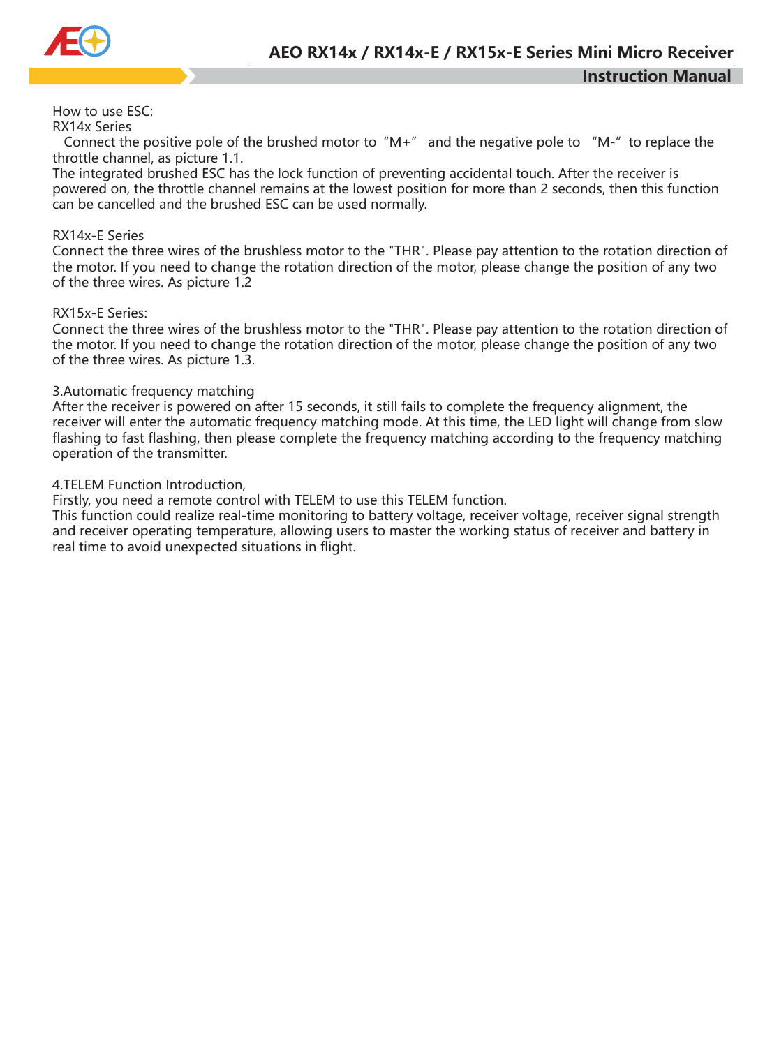How to use ESC:

RX14x Series

Connect the positive pole of the brushed motor to "M+" and the negative pole to "M-" to replace the throttle channel, as picture 1.1.

The integrated brushed ESC has the lock function of preventing accidental touch. After the receiver is powered on, the throttle channel remains at the lowest position for more than 2 seconds, then this function can be cancelled and the brushed ESC can be used normally.

RX14x-E Series

Connect the three wires of the brushless motor to the "THR". Please pay attention to the rotation direction of the motor. If you need to change the rotation direction of the motor, please change the position of any two of the three wires. As picture 1.2

RX15x-E Series:

Connect the three wires of the brushless motor to the "THR". Please pay attention to the rotation direction of the motor. If you need to change the rotation direction of the motor, please change the position of any two of the three wires. As picture 1.3.

3.Automatic frequency matching

After the receiver is powered on after 15 seconds, it still fails to complete the frequency alignment, the receiver will enter the automatic frequency matching mode. At this time, the LED light will change from slow flashing to fast flashing, then please complete the frequency matching according to the frequency matching operation of the transmitter.

4.TELEM Function Introduction,

Firstly, you need a remote control with TELEM to use this TELEM function.

This function could realize real-time monitoring to battery voltage, receiver voltage, receiver signal strength and receiver operating temperature, allowing users to master the working status of receiver and battery in real time to avoid unexpected situations in flight.